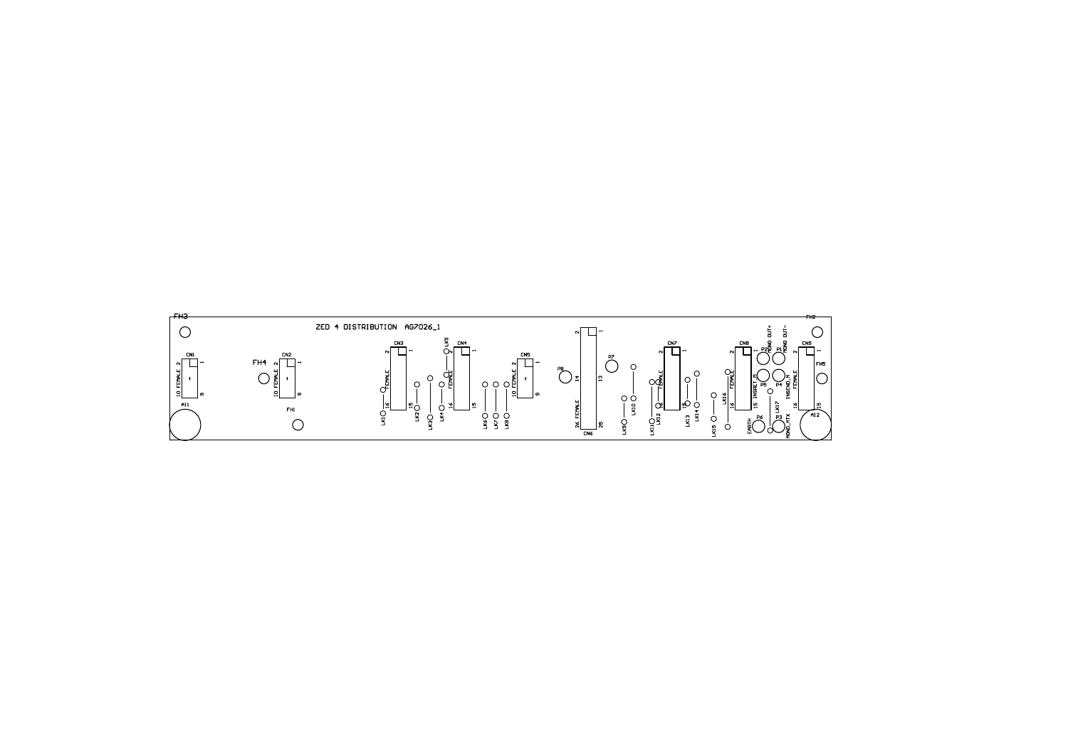ZED 4 DISTRIBUTION AG7026_1

FH3

FH2

FH4

FH1

FH5

AI1

AI2

CN1
2
1
10 FEMALE
9

CN2
2
1
10 FEMALE
9

CN3
2
1
FEMALE
16
15

CN4
2
1
FEMALE
16
15

CN5
2
1
10 FEMALE
9

CN6
2
1
14
13
26 FEMALE
25

CN7
2
1
FEMALE
16
15

CN8
2
1
16
15 INSERT_M

CN9
2
1
FEMALE
16
15

LK1
LK2
LK3
LK4
LK5
LK6
LK7
LK8
LK9
LK10
LK11
LK12
LK13
LK14
LK15
LK16
LK17

P1
P2
P3
P4
P5
P6
P7
P8

MONO OUT+
MONO OUT-
INSEND_M
EARTH
MONO_MTX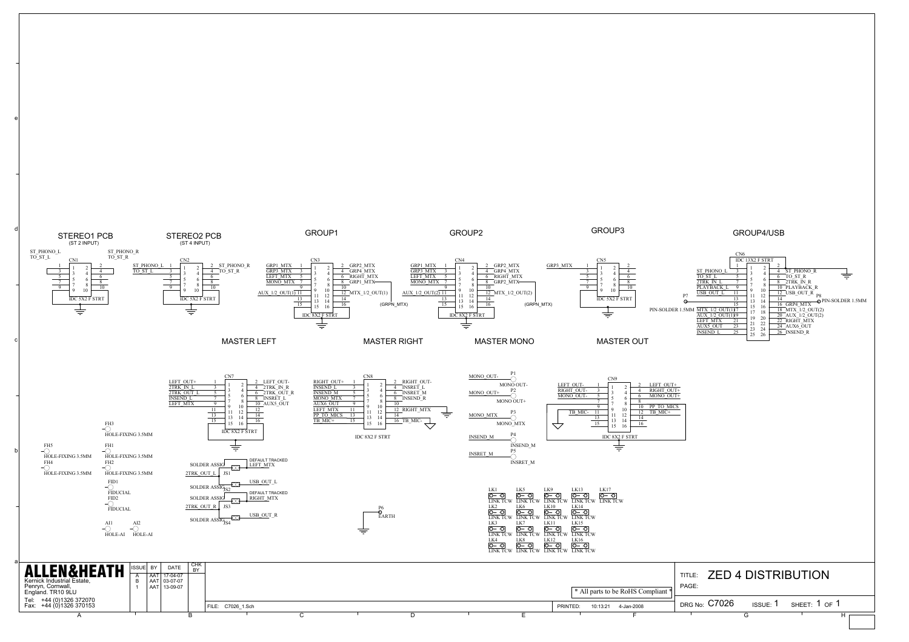## STEREO1 PCB
(ST 2 INPUT)

ST_PHONO_L
TO_ST_L
ST_PHONO_R
TO_ST_R

CN1
IDC 5X2 F STRT

## STEREO2 PCB
(ST 4 INPUT)

CN2
ST_PHONO_L 1 — 2 ST_PHONO_R
TO_ST_L 3 — 4 TO_ST_R
IDC 5X2 F STRT

## GROUP1

CN3

| | | | |
|---|---|---|---|
| GRP1_MTX | 1 | 2 | GRP2_MTX |
| GRP3_MTX | 3 | 4 | GRP4_MTX |
| LEFT_MTX | 5 | 6 | RIGHT_MTX |
| MONO_MTX | 7 | 8 | GRP1_MTX |
| | 9 | 10 | |
| AUX_1/2_OUT(1) | 11 | 12 | MTX_1/2_OUT(1) |
| | 13 | 14 | |
| | 15 | 16 | |

IDC 8X2 F STRT
(GRPN_MTX)

## GROUP2

CN4

| | | | |
|---|---|---|---|
| GRP1_MTX | 1 | 2 | GRP2_MTX |
| GRP3_MTX | 3 | 4 | GRP4_MTX |
| LEFT_MTX | 5 | 6 | RIGHT_MTX |
| MONO_MTX | 7 | 8 | GRP2_MTX |
| | 9 | 10 | |
| AUX_1/2_OUT(2) | 11 | 12 | MTX_1/2_OUT(2) |
| | 13 | 14 | |
| | 15 | 16 | |

IDC 8X2 F STRT
(GRPN_MTX)

## GROUP3

CN5
GRP3_MTX 1
IDC 5X2 F STRT

## GROUP4/USB

CN6
IDC 13X2 F STRT

| | | | |
|---|---|---|---|
| | 1 | 2 | |
| ST_PHONO_L | 3 | 4 | ST_PHONO_R |
| TO_ST_L | 5 | 6 | TO_ST_R |
| 2TRK_IN_L | 7 | 8 | 2TRK_IN_R |
| PLAYBACK_L | 9 | 10 | PLAYBACK_R |
| USB_OUT_L | 11 | 12 | USB_OUT_R |
| | 13 | 14 | |
| | 15 | 16 | GRP4_MTX |
| MTX_1/2_OUT(1) | 17 | 18 | MTX_1/2_OUT(2) |
| AUX_1/2_OUT(1) | 19 | 20 | AUX_1/2_OUT(2) |
| LEFT_MTX | 21 | 22 | RIGHT_MTX |
| AUX5_OUT | 23 | 24 | AUX6_OUT |
| INSEND_L | 25 | 26 | INSEND_R |

P7 PIN-SOLDER 1.5MM
P8 PIN-SOLDER 1.5MM

## MASTER LEFT

CN7

| | | | |
|---|---|---|---|
| LEFT_OUT+ | 1 | 2 | LEFT_OUT- |
| 2TRK_IN_L | 3 | 4 | 2TRK_IN_R |
| 2TRK_OUT_L | 5 | 6 | 2TRK_OUT_R |
| INSEND_L | 7 | 8 | INSRET_L |
| LEFT_MTX | 9 | 10 | AUX5_OUT |
| | 11 | 12 | |
| | 13 | 14 | |
| | 15 | 16 | |

IDC 8X2 F STRT

## MASTER RIGHT

CN8

| | | | |
|---|---|---|---|
| RIGHT_OUT+ | 1 | 2 | RIGHT_OUT- |
| INSEND_L | 3 | 4 | INSRET_L |
| INSEND_M | 5 | 6 | INSRET_M |
| MONO_MTX | 7 | 8 | INSEND_R |
| AUX6_OUT | 9 | 10 | |
| LEFT_MTX | 11 | 12 | RIGHT_MTX |
| PP_TO_MICS | 13 | 14 | |
| TB_MIC+ | 15 | 16 | TB_MIC- |

IDC 8X2 F STRT

## MASTER MONO

MONO_OUT- — P1 MONO OUT-
MONO_OUT+ — P2 MONO OUT+
MONO_MTX — P3 MONO_MTX
INSEND_M — P4 INSEND_M
INSRET_M — P5 INSRET_M

## MASTER OUT

CN9

| | | | |
|---|---|---|---|
| LEFT_OUT- | 1 | 2 | LEFT_OUT+ |
| RIGHT_OUT- | 3 | 4 | RIGHT_OUT+ |
| MONO_OUT- | 5 | 6 | MONO_OUT+ |
| | 7 | 8 | |
| | 9 | 10 | PP_TO_MICS |
| TB_MIC- | 11 | 12 | TB_MIC+ |
| | 13 | 14 | |
| | 15 | 16 | |

IDC 8X2 F STRT

FH3 HOLE-FIXING 3.5MM
FH5 HOLE-FIXING 3.5MM
FH1 HOLE-FIXING 3.5MM
FH4 HOLE-FIXING 3.5MM
FH2 HOLE-FIXING 3.5MM
FID1 FIDUCIAL
FID2 FIDUCIAL
AI1 HOLE-AI
AI2 HOLE-AI

SOLDER ASSIG JS1 — DEFAULT TRACKED LEFT_MTX; 2TRK_OUT_L
SOLDER ASSIG JS2 — USB_OUT_L
SOLDER ASSIG JS3 — DEFAULT TRACKED RIGHT_MTX; 2TRK_OUT_R
SOLDER ASSIG JS4 — USB_OUT_R

P6 EARTH

LK1–LK17 LINK TCW

---

**ALLEN&HEATH**
Kernick Industrial Estate,
Penryn, Cornwall,
England. TR10 9LU
Tel: +44 (0)1326 372070
Fax: +44 (0)1326 370153

| ISSUE | BY | DATE | CHK BY |
|---|---|---|---|
| A | AAT | 17-04-07 | |
| B | AAT | 03-07-07 | |
| 1 | AAT | 13-09-07 | |

\* All parts to be RoHS Compliant \*

FILE: C7026_1.Sch
PRINTED: 10:13:21 4-Jan-2008

TITLE: ZED 4 DISTRIBUTION
PAGE:
DRG No: C7026 ISSUE: 1 SHEET: 1 OF 1